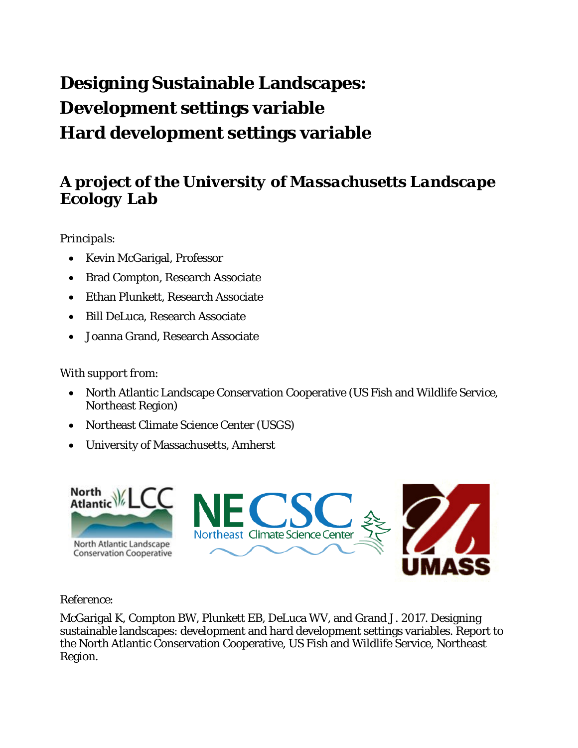# Designing Sustainable Landscapes: Development settings variable Hard development settings variable

## *A project of the University of Massachusetts Landscape Ecology Lab*

*Principals:*

- Kevin McGarigal, Professor
- Brad Compton, Research Associate
- Ethan Plunkett, Research Associate
- Bill DeLuca, Research Associate
- Joanna Grand, Research Associate

*With support from:*

- North Atlantic Landscape Conservation Cooperative (US Fish and Wildlife Service, Northeast Region)
- Northeast Climate Science Center (USGS)
- University of Massachusetts, Amherst

*Reference:*

McGarigal K, Compton BW, Plunkett EB, DeLuca WV, and Grand J. 2017. Designing sustainable landscapes: development and hard development settings variables. Report to the North Atlantic Conservation Cooperative, US Fish and Wildlife Service, Northeast Region.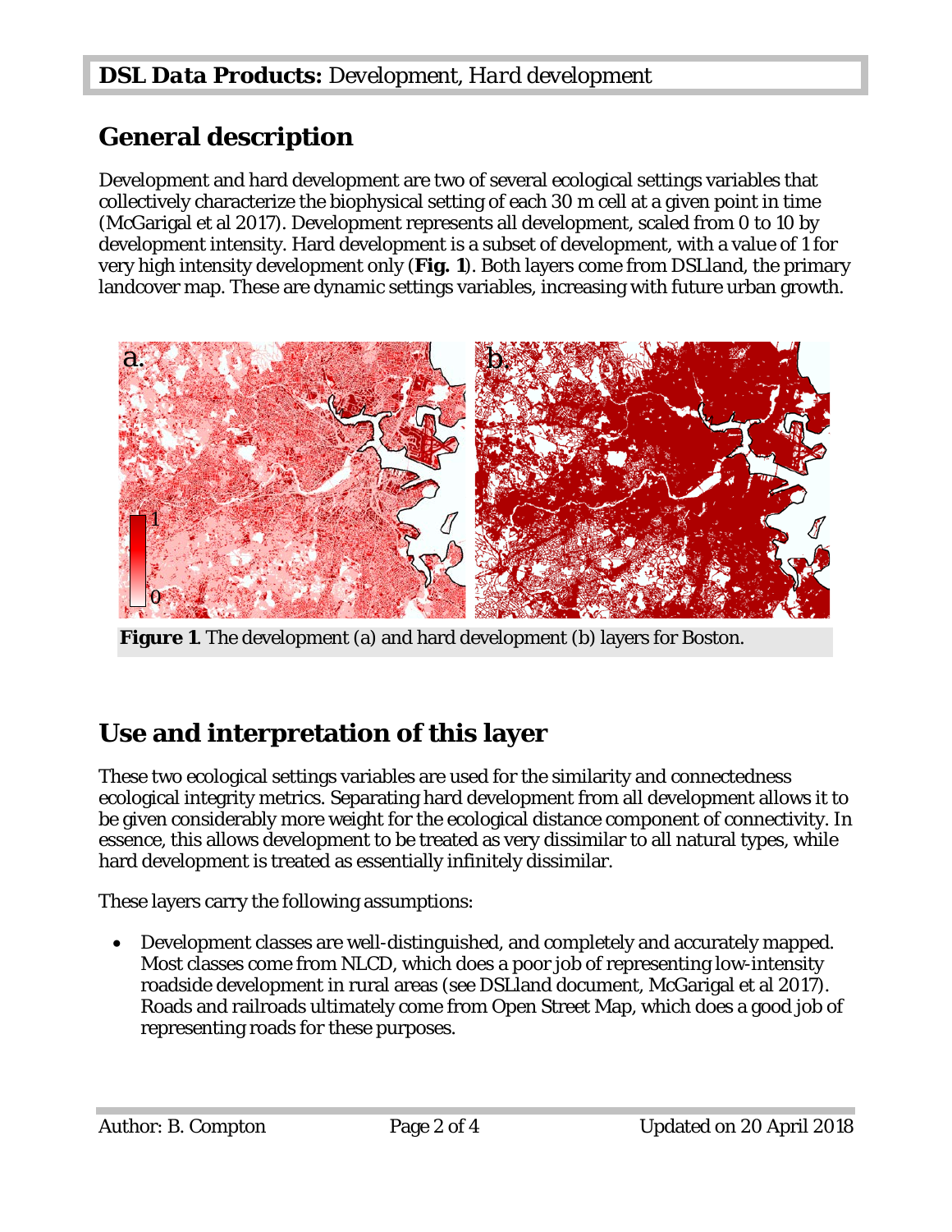**DSL Data Products:** Development, *Hard development*

## General description

Development and hard development are two of several ecological settings variables that collectively characterize the biophysical setting of each 30 m cell at a given point in time (McGarigal et al 2017). Development represents all development, scaled from 0 to 10 by development intensity. Hard development is a subset of development, with a value of 1 for very high intensity development only (**Fig. 1**). Both layers come from DSLland, the primary landcover map. These are dynamic settings variables, increasing with future urban growth.

**Figure 1**. The development (a) and hard development (b) layers for Boston.

## Use and interpretation of this layer

These two ecological settings variables are used for the similarity and connectedness ecological integrity metrics. Separating hard development from all development allows it to be given considerably more weight for the ecological distance component of connectivity. In essence, this allows development to be treated as very dissimilar to all natural types, while hard development is treated as essentially infinitely dissimilar.

These layers carry the following assumptions:

- Development classes are well-distinguished, and completely and accurately mapped. Most classes come from NLCD, which does a poor job of representing low-intensity roadside development in rural areas (see DSLland document, McGarigal et al 2017). Roads and railroads ultimately come from Open Street Map, which does a good job of representing roads for these purposes.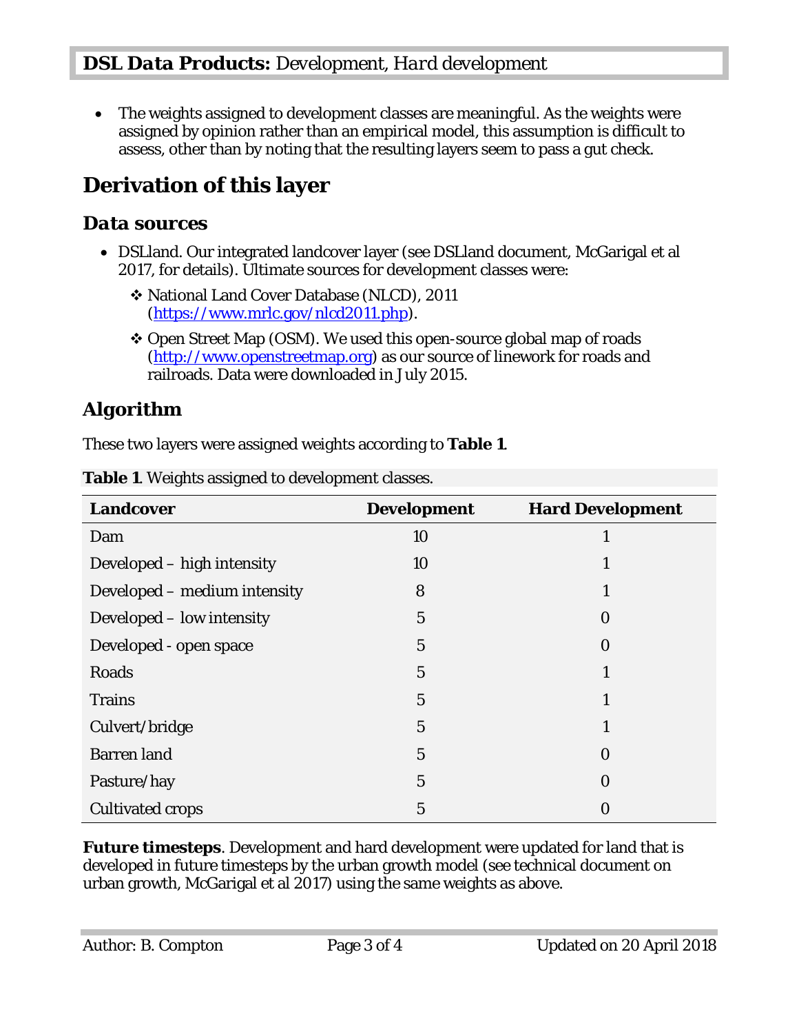- The weights assigned to development classes are meaningful. As the weights were assigned by opinion rather than an empirical model, this assumption is difficult to assess, other than by noting that the resulting layers seem to pass a gut check.

## Derivation of this layer

### Data sources

- DSLland. Our integrated landcover layer (see DSLland document, McGarigal et al 2017, for details). Ultimate sources for development classes were:
  - National Land Cover Database (NLCD), 2011 (https://www.mrlc.gov/nlcd2011.php).
  - Open Street Map (OSM). We used this open-source global map of roads (http://www.openstreetmap.org) as our source of linework for roads and railroads. Data were downloaded in July 2015.

### Algorithm

These two layers were assigned weights according to **Table 1**.

**Table 1**. Weights assigned to development classes.

| Landcover | Development | Hard Development |
|---|---|---|
| Dam | 10 | 1 |
| Developed – high intensity | 10 | 1 |
| Developed – medium intensity | 8 | 1 |
| Developed – low intensity | 5 | 0 |
| Developed - open space | 5 | 0 |
| Roads | 5 | 1 |
| Trains | 5 | 1 |
| Culvert/bridge | 5 | 1 |
| Barren land | 5 | 0 |
| Pasture/hay | 5 | 0 |
| Cultivated crops | 5 | 0 |

**Future timesteps**. Development and hard development were updated for land that is developed in future timesteps by the urban growth model (see technical document on urban growth, McGarigal et al 2017) using the same weights as above.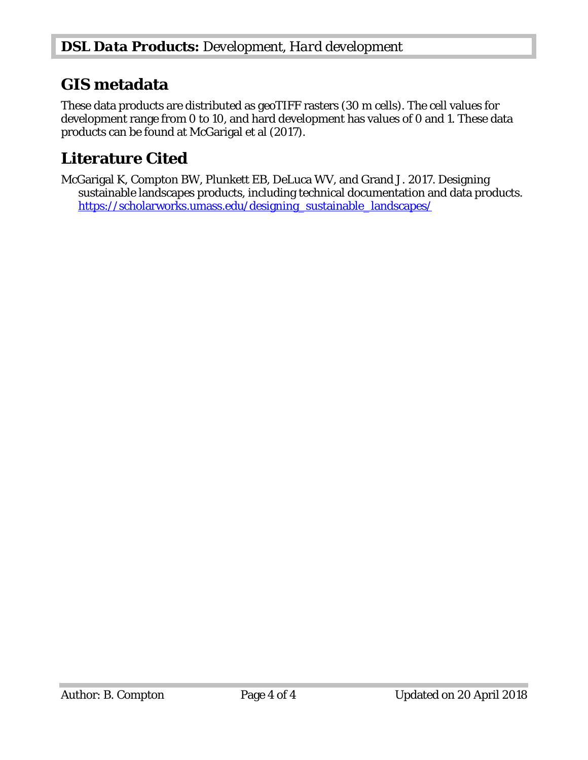## GIS metadata

These data products are distributed as geoTIFF rasters (30 m cells). The cell values for development range from 0 to 10, and hard development has values of 0 and 1. These data products can be found at McGarigal et al (2017).

## Literature Cited

McGarigal K, Compton BW, Plunkett EB, DeLuca WV, and Grand J. 2017. Designing sustainable landscapes products, including technical documentation and data products. https://scholarworks.umass.edu/designing_sustainable_landscapes/